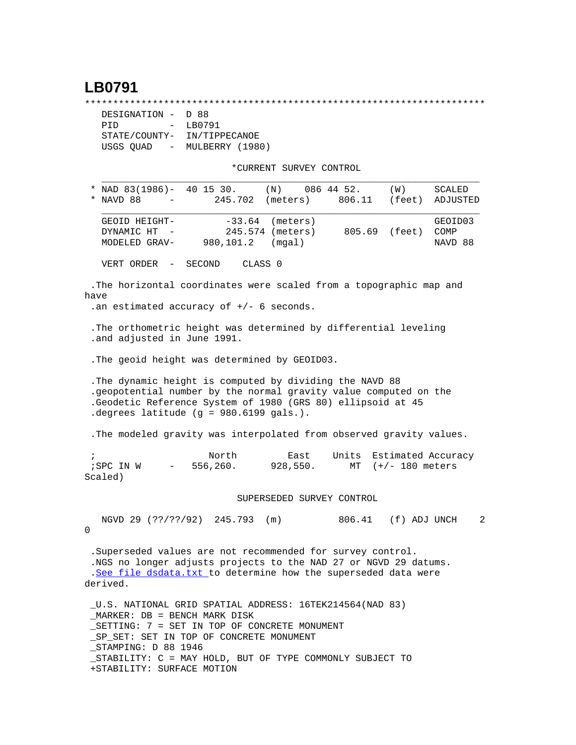# LB0791

```
***********************************************************************
  DESIGNATION -  D 88
  PID         -  LB0791
  STATE/COUNTY-  IN/TIPPECANOE
  USGS QUAD   -  MULBERRY (1980)

                              *CURRENT SURVEY CONTROL
  ___________________________________________________________________
* NAD 83(1986)-  40 15 30.     (N)    086 44 52.     (W)    SCALED
* NAVD 88     -       245.702  (meters)     806.11   (feet)  ADJUSTED
  ___________________________________________________________________
  GEOID HEIGHT-         -33.64  (meters)                     GEOID03
  DYNAMIC HT  -        245.574 (meters)      805.69  (feet)  COMP
  MODELED GRAV-      980,101.2   (mgal)                      NAVD 88

  VERT ORDER  -  SECOND     CLASS 0

 .The horizontal coordinates were scaled from a topographic map and
have
 .an estimated accuracy of +/- 6 seconds.

 .The orthometric height was determined by differential leveling
 .and adjusted in June 1991.

 .The geoid height was determined by GEOID03.

 .The dynamic height is computed by dividing the NAVD 88
 .geopotential number by the normal gravity value computed on the
 .Geodetic Reference System of 1980 (GRS 80) ellipsoid at 45
 .degrees latitude (g = 980.6199 gals.).

 .The modeled gravity was interpolated from observed gravity values.

 ;                   North         East     Units  Estimated Accuracy
 ;SPC IN W     -   556,260.      928,550.     MT  (+/- 180 meters
Scaled)

                              SUPERSEDED SURVEY CONTROL

  NGVD 29 (??/??/92)  245.793  (m)          806.41   (f) ADJ UNCH    2
0

 .Superseded values are not recommended for survey control.
 .NGS no longer adjusts projects to the NAD 27 or NGVD 29 datums.
 .See file dsdata.txt to determine how the superseded data were
derived.

 _U.S. NATIONAL GRID SPATIAL ADDRESS: 16TEK214564(NAD 83)
 _MARKER: DB = BENCH MARK DISK
 _SETTING: 7 = SET IN TOP OF CONCRETE MONUMENT
 _SP_SET: SET IN TOP OF CONCRETE MONUMENT
 _STAMPING: D 88 1946
 _STABILITY: C = MAY HOLD, BUT OF TYPE COMMONLY SUBJECT TO
 +STABILITY: SURFACE MOTION
```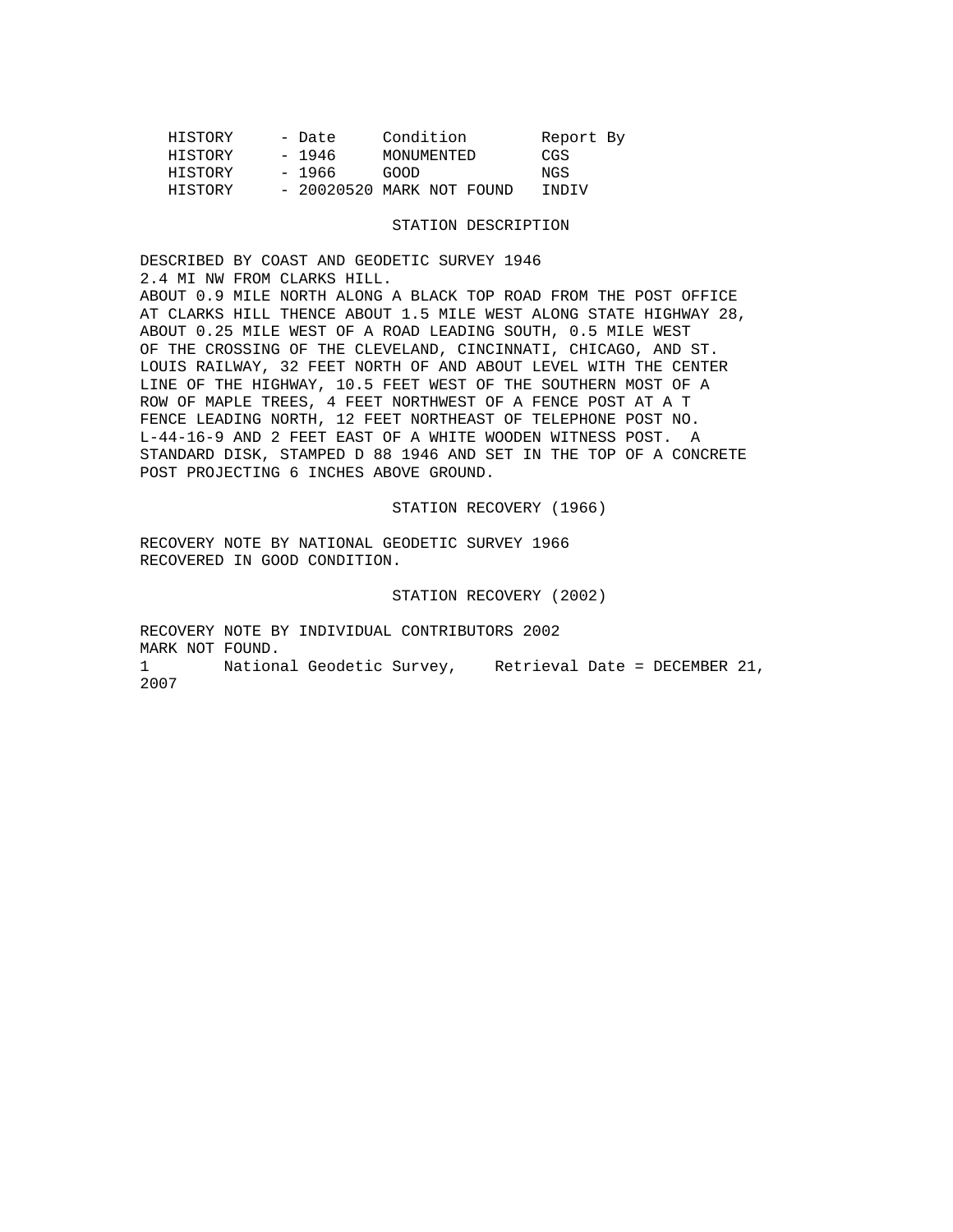| HISTORY | - Date | Condition | Report By |
|---|---|---|---|
| HISTORY | - 1946 | MONUMENTED | CGS |
| HISTORY | - 1966 | GOOD | NGS |
| HISTORY | - 20020520 | MARK NOT FOUND | INDIV |

STATION DESCRIPTION

DESCRIBED BY COAST AND GEODETIC SURVEY 1946
2.4 MI NW FROM CLARKS HILL.
ABOUT 0.9 MILE NORTH ALONG A BLACK TOP ROAD FROM THE POST OFFICE AT CLARKS HILL THENCE ABOUT 1.5 MILE WEST ALONG STATE HIGHWAY 28, ABOUT 0.25 MILE WEST OF A ROAD LEADING SOUTH, 0.5 MILE WEST OF THE CROSSING OF THE CLEVELAND, CINCINNATI, CHICAGO, AND ST. LOUIS RAILWAY, 32 FEET NORTH OF AND ABOUT LEVEL WITH THE CENTER LINE OF THE HIGHWAY, 10.5 FEET WEST OF THE SOUTHERN MOST OF A ROW OF MAPLE TREES, 4 FEET NORTHWEST OF A FENCE POST AT A T FENCE LEADING NORTH, 12 FEET NORTHEAST OF TELEPHONE POST NO. L-44-16-9 AND 2 FEET EAST OF A WHITE WOODEN WITNESS POST. A STANDARD DISK, STAMPED D 88 1946 AND SET IN THE TOP OF A CONCRETE POST PROJECTING 6 INCHES ABOVE GROUND.

STATION RECOVERY (1966)

RECOVERY NOTE BY NATIONAL GEODETIC SURVEY 1966
RECOVERED IN GOOD CONDITION.

STATION RECOVERY (2002)

RECOVERY NOTE BY INDIVIDUAL CONTRIBUTORS 2002
MARK NOT FOUND.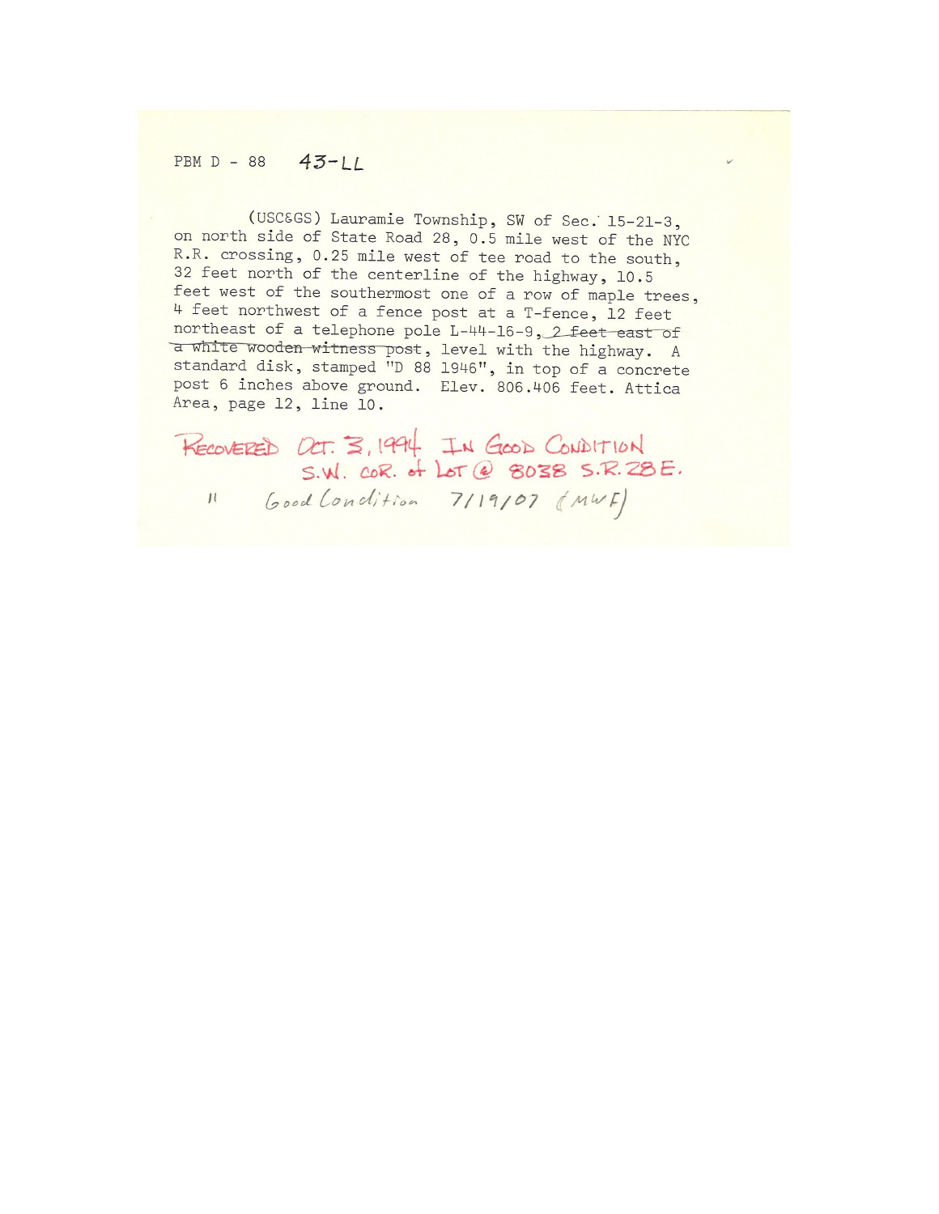PBM D - 88    43-LL

(USC&GS) Lauramie Township, SW of Sec. 15-21-3, on north side of State Road 28, 0.5 mile west of the NYC R.R. crossing, 0.25 mile west of tee road to the south, 32 feet north of the centerline of the highway, 10.5 feet west of the southermost one of a row of maple trees, 4 feet northwest of a fence post at a T-fence, 12 feet northeast of a telephone pole L-44-16-9, ~~2 feet east of a white wooden witness post~~, level with the highway. A standard disk, stamped "D 88 1946", in top of a concrete post 6 inches above ground. Elev. 806.406 feet. Attica Area, page 12, line 10.

RECOVERED OCT. 3, 1994 IN GOOD CONDITION
S.W. COR. of LOT @ 8038 S.R. 28 E.

" Good Condition 7/19/07 (MWF)